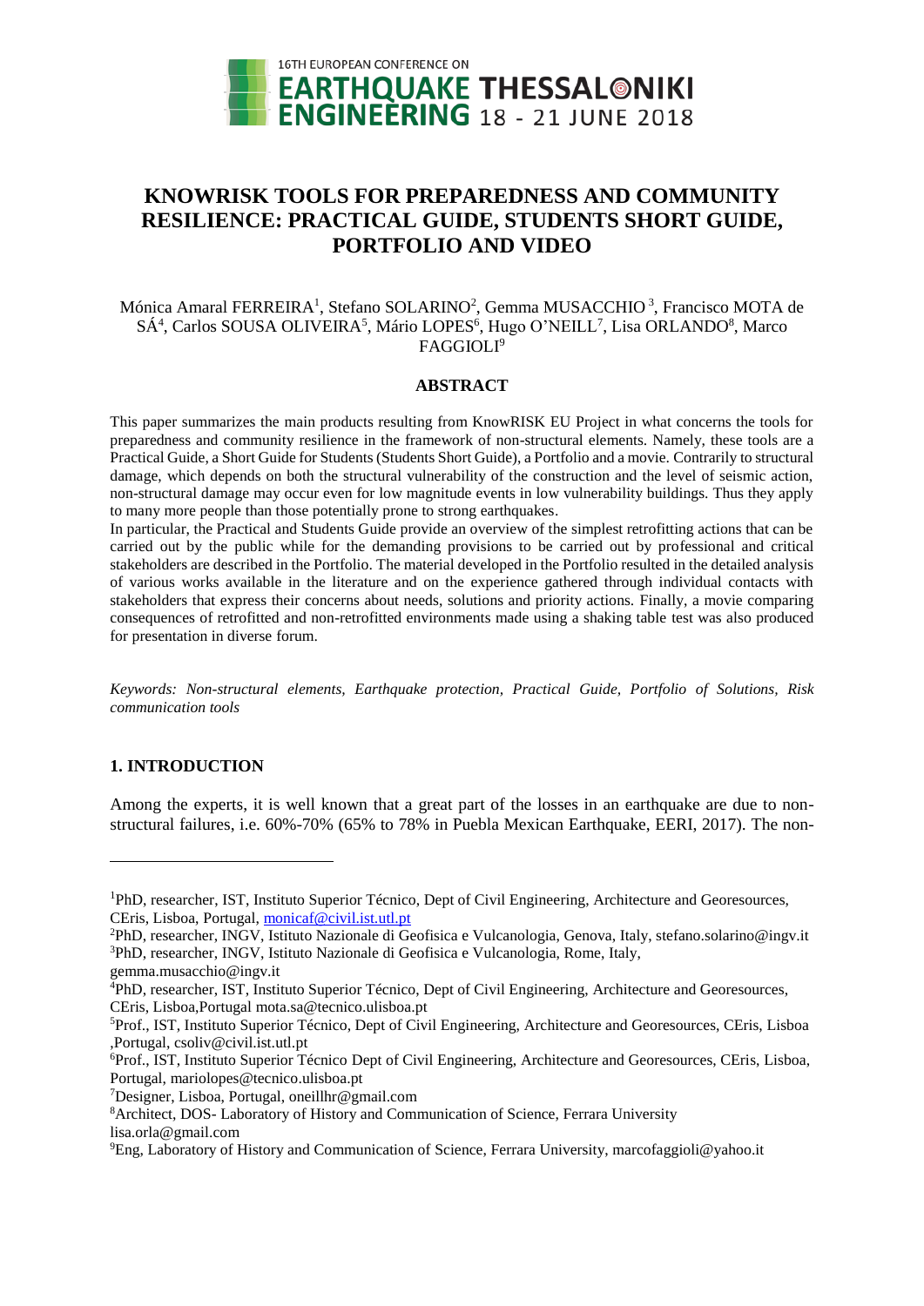# KNOWRISK TOOLS FOR PREPAREDNESS AND COMMUNITY RESILIENCE: PRACTICAL GUIDE, STUDENTS SHORT GUIDE, PORTFOLIO AND VIDEO

Mónica Amaral FERREIRA[1], Stefano SOLARINO[2], Gemma MUSACCHIO[3], Francisco MOTA de SÁ[4], Carlos SOUSA OLIVEIRA[5], Mário LOPES[6], Hugo O'NEILL[7], Lisa ORLANDO[8], Marco FAGGIOLI[9]

## ABSTRACT

This paper summarizes the main products resulting from KnowRISK EU Project in what concerns the tools for preparedness and community resilience in the framework of non-structural elements. Namely, these tools are a Practical Guide, a Short Guide for Students (Students Short Guide), a Portfolio and a movie. Contrarily to structural damage, which depends on both the structural vulnerability of the construction and the level of seismic action, non-structural damage may occur even for low magnitude events in low vulnerability buildings. Thus they apply to many more people than those potentially prone to strong earthquakes.

In particular, the Practical and Students Guide provide an overview of the simplest retrofitting actions that can be carried out by the public while for the demanding provisions to be carried out by professional and critical stakeholders are described in the Portfolio. The material developed in the Portfolio resulted in the detailed analysis of various works available in the literature and on the experience gathered through individual contacts with stakeholders that express their concerns about needs, solutions and priority actions. Finally, a movie comparing consequences of retrofitted and non-retrofitted environments made using a shaking table test was also produced for presentation in diverse forum.

*Keywords: Non-structural elements, Earthquake protection, Practical Guide, Portfolio of Solutions, Risk communication tools*

## 1. INTRODUCTION

Among the experts, it is well known that a great part of the losses in an earthquake are due to non-structural failures, i.e. 60%-70% (65% to 78% in Puebla Mexican Earthquake, EERI, 2017). The non-

---

[1]PhD, researcher, IST, Instituto Superior Técnico, Dept of Civil Engineering, Architecture and Georesources, CEris, Lisboa, Portugal, monicaf@civil.ist.utl.pt

[2]PhD, researcher, INGV, Istituto Nazionale di Geofisica e Vulcanologia, Genova, Italy, stefano.solarino@ingv.it

[3]PhD, researcher, INGV, Istituto Nazionale di Geofisica e Vulcanologia, Rome, Italy, gemma.musacchio@ingv.it

[4]PhD, researcher, IST, Instituto Superior Técnico, Dept of Civil Engineering, Architecture and Georesources, CEris, Lisboa,Portugal mota.sa@tecnico.ulisboa.pt

[5]Prof., IST, Instituto Superior Técnico, Dept of Civil Engineering, Architecture and Georesources, CEris, Lisboa ,Portugal, csoliv@civil.ist.utl.pt

[6]Prof., IST, Instituto Superior Técnico Dept of Civil Engineering, Architecture and Georesources, CEris, Lisboa, Portugal, mariolopes@tecnico.ulisboa.pt

[7]Designer, Lisboa, Portugal, oneillhr@gmail.com

[8]Architect, DOS- Laboratory of History and Communication of Science, Ferrara University lisa.orla@gmail.com

[9]Eng, Laboratory of History and Communication of Science, Ferrara University, marcofaggioli@yahoo.it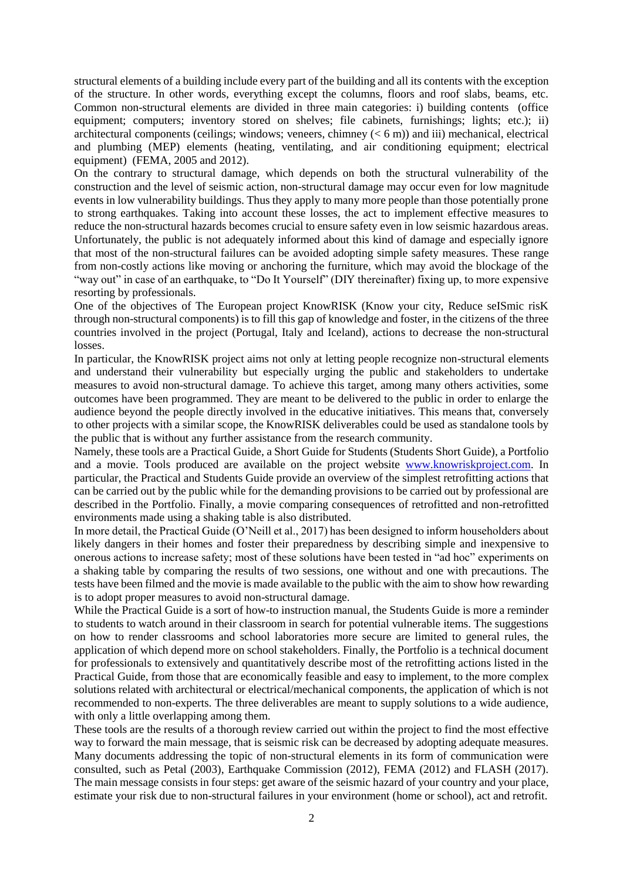structural elements of a building include every part of the building and all its contents with the exception of the structure. In other words, everything except the columns, floors and roof slabs, beams, etc. Common non-structural elements are divided in three main categories: i) building contents (office equipment; computers; inventory stored on shelves; file cabinets, furnishings; lights; etc.); ii) architectural components (ceilings; windows; veneers, chimney (< 6 m)) and iii) mechanical, electrical and plumbing (MEP) elements (heating, ventilating, and air conditioning equipment; electrical equipment) (FEMA, 2005 and 2012).

On the contrary to structural damage, which depends on both the structural vulnerability of the construction and the level of seismic action, non-structural damage may occur even for low magnitude events in low vulnerability buildings. Thus they apply to many more people than those potentially prone to strong earthquakes. Taking into account these losses, the act to implement effective measures to reduce the non-structural hazards becomes crucial to ensure safety even in low seismic hazardous areas. Unfortunately, the public is not adequately informed about this kind of damage and especially ignore that most of the non-structural failures can be avoided adopting simple safety measures. These range from non-costly actions like moving or anchoring the furniture, which may avoid the blockage of the "way out" in case of an earthquake, to "Do It Yourself" (DIY thereinafter) fixing up, to more expensive resorting by professionals.

One of the objectives of The European project KnowRISK (Know your city, Reduce seISmic risK through non-structural components) is to fill this gap of knowledge and foster, in the citizens of the three countries involved in the project (Portugal, Italy and Iceland), actions to decrease the non-structural losses.

In particular, the KnowRISK project aims not only at letting people recognize non-structural elements and understand their vulnerability but especially urging the public and stakeholders to undertake measures to avoid non-structural damage. To achieve this target, among many others activities, some outcomes have been programmed. They are meant to be delivered to the public in order to enlarge the audience beyond the people directly involved in the educative initiatives. This means that, conversely to other projects with a similar scope, the KnowRISK deliverables could be used as standalone tools by the public that is without any further assistance from the research community.

Namely, these tools are a Practical Guide, a Short Guide for Students (Students Short Guide), a Portfolio and a movie. Tools produced are available on the project website www.knowriskproject.com. In particular, the Practical and Students Guide provide an overview of the simplest retrofitting actions that can be carried out by the public while for the demanding provisions to be carried out by professional are described in the Portfolio. Finally, a movie comparing consequences of retrofitted and non-retrofitted environments made using a shaking table is also distributed.

In more detail, the Practical Guide (O'Neill et al., 2017) has been designed to inform householders about likely dangers in their homes and foster their preparedness by describing simple and inexpensive to onerous actions to increase safety; most of these solutions have been tested in "ad hoc" experiments on a shaking table by comparing the results of two sessions, one without and one with precautions. The tests have been filmed and the movie is made available to the public with the aim to show how rewarding is to adopt proper measures to avoid non-structural damage.

While the Practical Guide is a sort of how-to instruction manual, the Students Guide is more a reminder to students to watch around in their classroom in search for potential vulnerable items. The suggestions on how to render classrooms and school laboratories more secure are limited to general rules, the application of which depend more on school stakeholders. Finally, the Portfolio is a technical document for professionals to extensively and quantitatively describe most of the retrofitting actions listed in the Practical Guide, from those that are economically feasible and easy to implement, to the more complex solutions related with architectural or electrical/mechanical components, the application of which is not recommended to non-experts. The three deliverables are meant to supply solutions to a wide audience, with only a little overlapping among them.

These tools are the results of a thorough review carried out within the project to find the most effective way to forward the main message, that is seismic risk can be decreased by adopting adequate measures. Many documents addressing the topic of non-structural elements in its form of communication were consulted, such as Petal (2003), Earthquake Commission (2012), FEMA (2012) and FLASH (2017). The main message consists in four steps: get aware of the seismic hazard of your country and your place, estimate your risk due to non-structural failures in your environment (home or school), act and retrofit.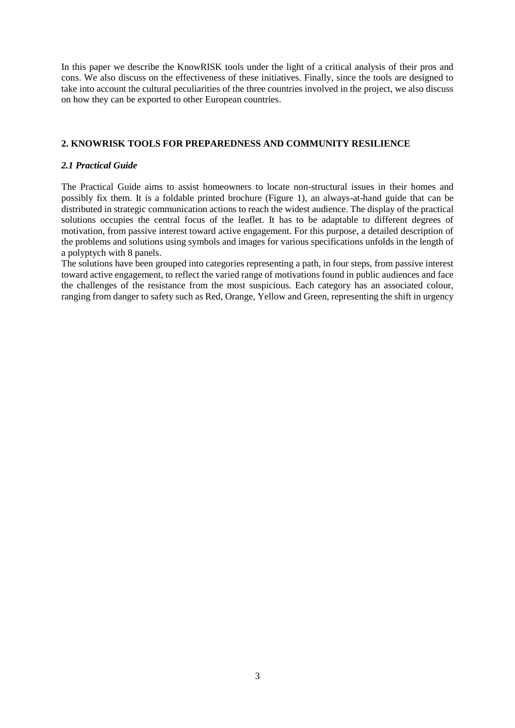In this paper we describe the KnowRISK tools under the light of a critical analysis of their pros and cons. We also discuss on the effectiveness of these initiatives. Finally, since the tools are designed to take into account the cultural peculiarities of the three countries involved in the project, we also discuss on how they can be exported to other European countries.

## 2. KNOWRISK TOOLS FOR PREPAREDNESS AND COMMUNITY RESILIENCE

### *2.1 Practical Guide*

The Practical Guide aims to assist homeowners to locate non-structural issues in their homes and possibly fix them. It is a foldable printed brochure (Figure 1), an always-at-hand guide that can be distributed in strategic communication actions to reach the widest audience. The display of the practical solutions occupies the central focus of the leaflet. It has to be adaptable to different degrees of motivation, from passive interest toward active engagement. For this purpose, a detailed description of the problems and solutions using symbols and images for various specifications unfolds in the length of a polyptych with 8 panels.

The solutions have been grouped into categories representing a path, in four steps, from passive interest toward active engagement, to reflect the varied range of motivations found in public audiences and face the challenges of the resistance from the most suspicious. Each category has an associated colour, ranging from danger to safety such as Red, Orange, Yellow and Green, representing the shift in urgency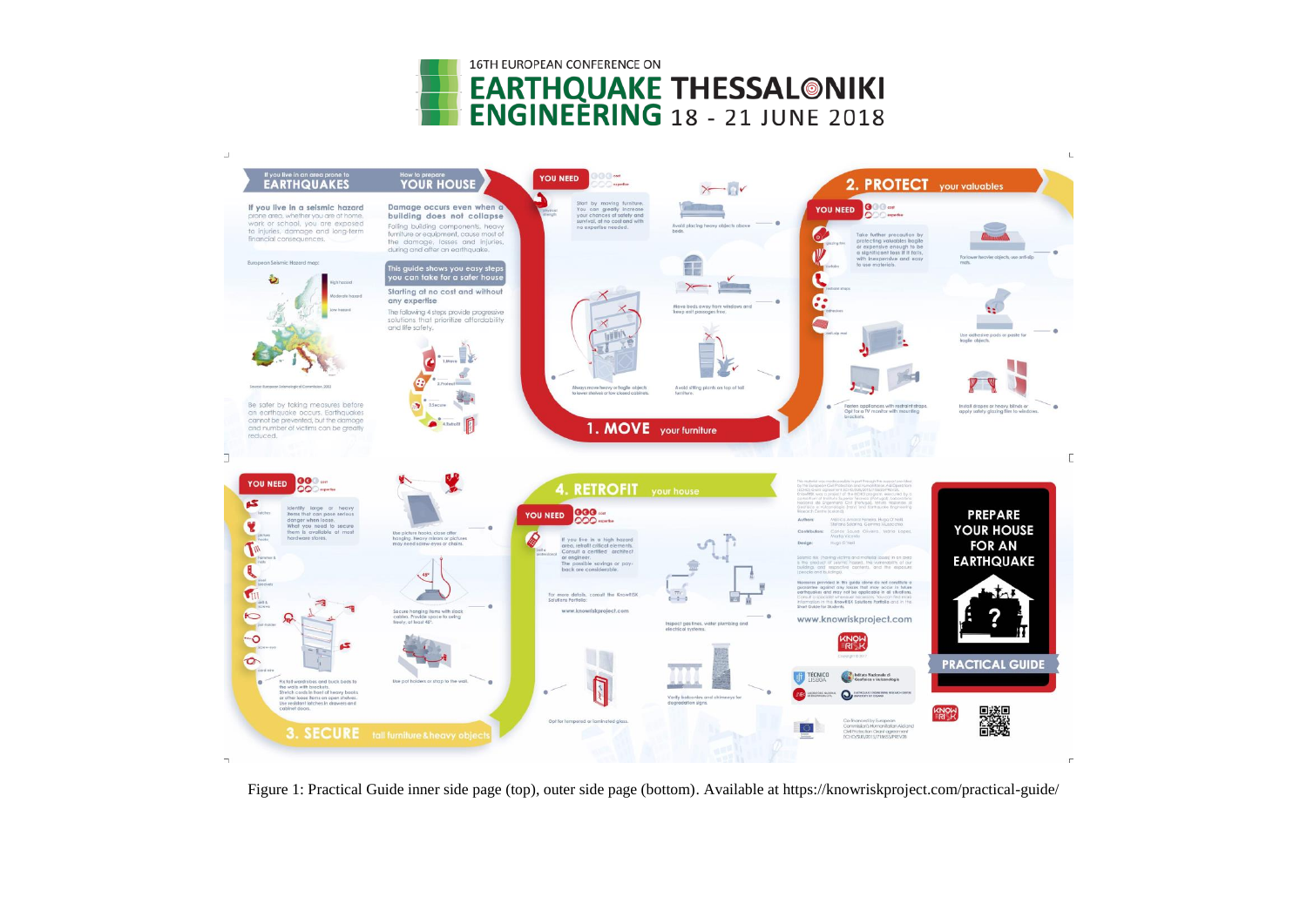Figure 1: Practical Guide inner side page (top), outer side page (bottom). Available at https://knowriskproject.com/practical-guide/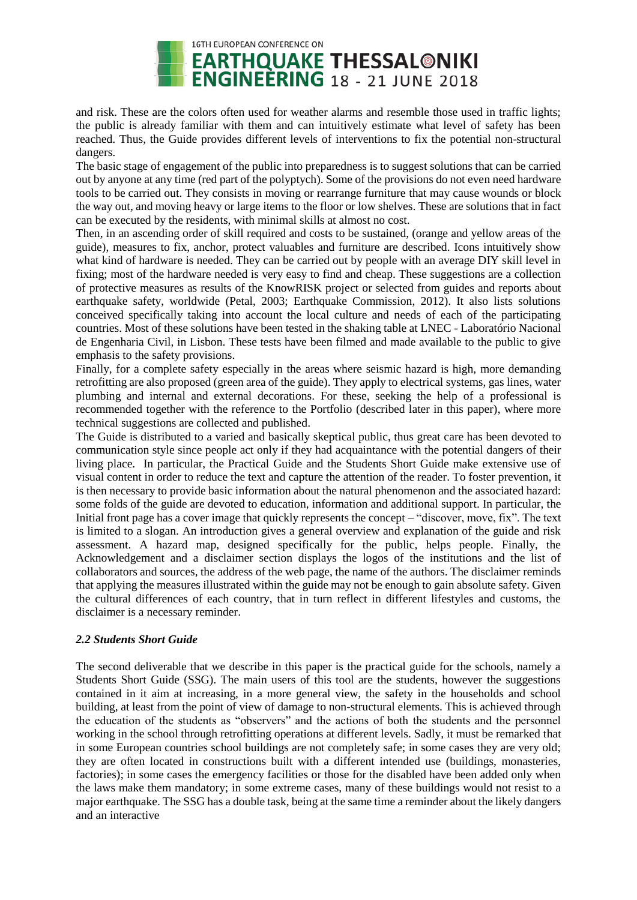and risk. These are the colors often used for weather alarms and resemble those used in traffic lights; the public is already familiar with them and can intuitively estimate what level of safety has been reached. Thus, the Guide provides different levels of interventions to fix the potential non-structural dangers.

The basic stage of engagement of the public into preparedness is to suggest solutions that can be carried out by anyone at any time (red part of the polyptych). Some of the provisions do not even need hardware tools to be carried out. They consists in moving or rearrange furniture that may cause wounds or block the way out, and moving heavy or large items to the floor or low shelves. These are solutions that in fact can be executed by the residents, with minimal skills at almost no cost.

Then, in an ascending order of skill required and costs to be sustained, (orange and yellow areas of the guide), measures to fix, anchor, protect valuables and furniture are described. Icons intuitively show what kind of hardware is needed. They can be carried out by people with an average DIY skill level in fixing; most of the hardware needed is very easy to find and cheap. These suggestions are a collection of protective measures as results of the KnowRISK project or selected from guides and reports about earthquake safety, worldwide (Petal, 2003; Earthquake Commission, 2012). It also lists solutions conceived specifically taking into account the local culture and needs of each of the participating countries. Most of these solutions have been tested in the shaking table at LNEC - Laboratório Nacional de Engenharia Civil, in Lisbon. These tests have been filmed and made available to the public to give emphasis to the safety provisions.

Finally, for a complete safety especially in the areas where seismic hazard is high, more demanding retrofitting are also proposed (green area of the guide). They apply to electrical systems, gas lines, water plumbing and internal and external decorations. For these, seeking the help of a professional is recommended together with the reference to the Portfolio (described later in this paper), where more technical suggestions are collected and published.

The Guide is distributed to a varied and basically skeptical public, thus great care has been devoted to communication style since people act only if they had acquaintance with the potential dangers of their living place. In particular, the Practical Guide and the Students Short Guide make extensive use of visual content in order to reduce the text and capture the attention of the reader. To foster prevention, it is then necessary to provide basic information about the natural phenomenon and the associated hazard: some folds of the guide are devoted to education, information and additional support. In particular, the Initial front page has a cover image that quickly represents the concept – "discover, move, fix". The text is limited to a slogan. An introduction gives a general overview and explanation of the guide and risk assessment. A hazard map, designed specifically for the public, helps people. Finally, the Acknowledgement and a disclaimer section displays the logos of the institutions and the list of collaborators and sources, the address of the web page, the name of the authors. The disclaimer reminds that applying the measures illustrated within the guide may not be enough to gain absolute safety. Given the cultural differences of each country, that in turn reflect in different lifestyles and customs, the disclaimer is a necessary reminder.

### *2.2 Students Short Guide*

The second deliverable that we describe in this paper is the practical guide for the schools, namely a Students Short Guide (SSG). The main users of this tool are the students, however the suggestions contained in it aim at increasing, in a more general view, the safety in the households and school building, at least from the point of view of damage to non-structural elements. This is achieved through the education of the students as "observers" and the actions of both the students and the personnel working in the school through retrofitting operations at different levels. Sadly, it must be remarked that in some European countries school buildings are not completely safe; in some cases they are very old; they are often located in constructions built with a different intended use (buildings, monasteries, factories); in some cases the emergency facilities or those for the disabled have been added only when the laws make them mandatory; in some extreme cases, many of these buildings would not resist to a major earthquake. The SSG has a double task, being at the same time a reminder about the likely dangers and an interactive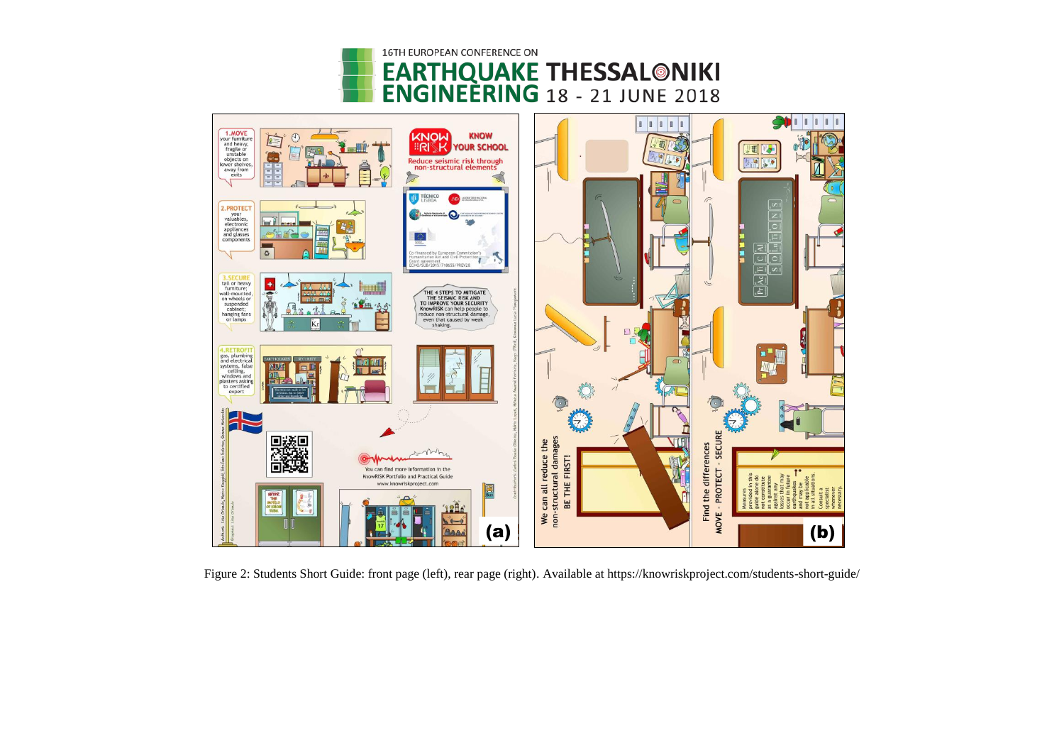Figure 2: Students Short Guide: front page (left), rear page (right). Available at https://knowriskproject.com/students-short-guide/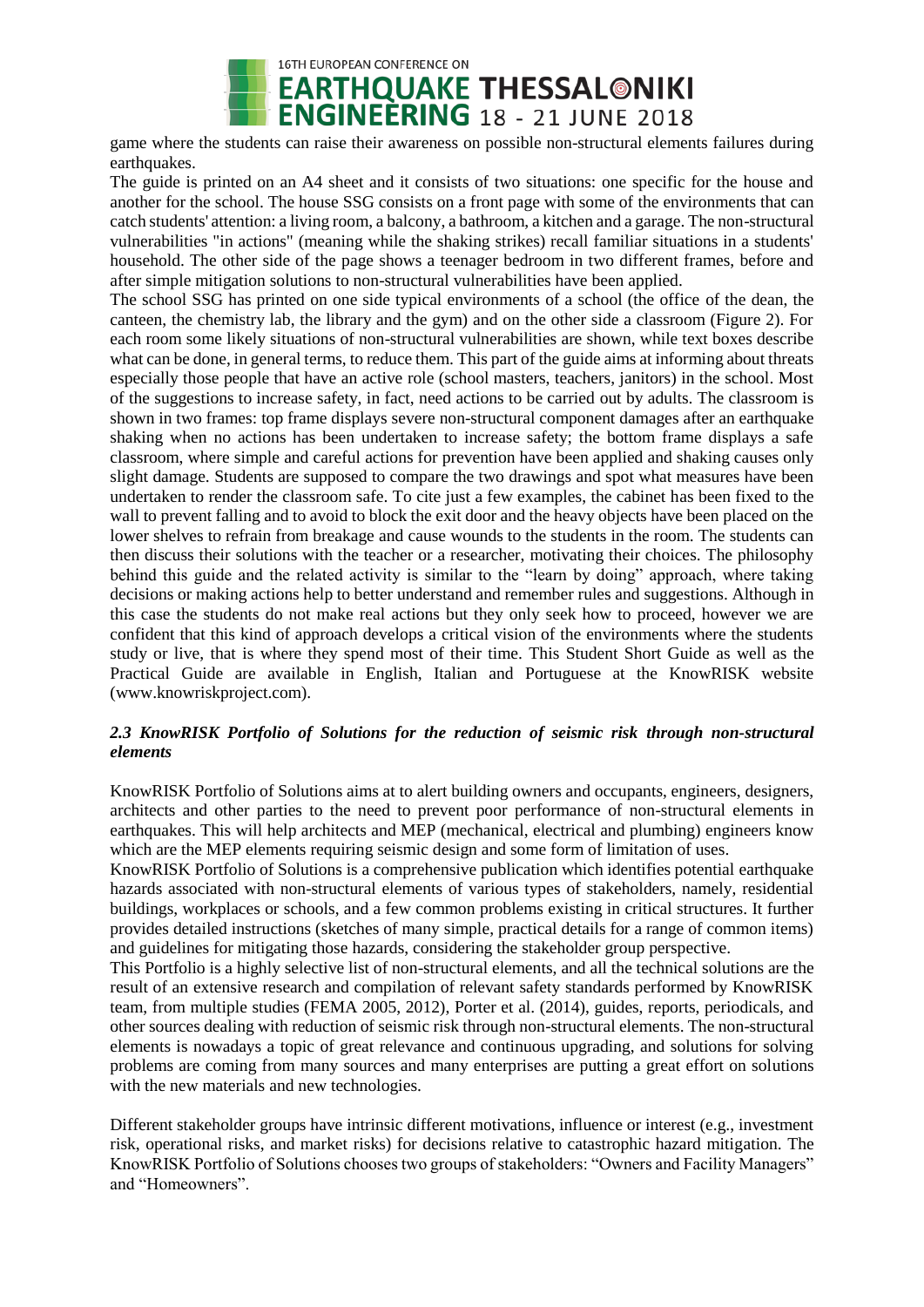game where the students can raise their awareness on possible non-structural elements failures during earthquakes.

The guide is printed on an A4 sheet and it consists of two situations: one specific for the house and another for the school. The house SSG consists on a front page with some of the environments that can catch students' attention: a living room, a balcony, a bathroom, a kitchen and a garage. The non-structural vulnerabilities "in actions" (meaning while the shaking strikes) recall familiar situations in a students' household. The other side of the page shows a teenager bedroom in two different frames, before and after simple mitigation solutions to non-structural vulnerabilities have been applied.

The school SSG has printed on one side typical environments of a school (the office of the dean, the canteen, the chemistry lab, the library and the gym) and on the other side a classroom (Figure 2). For each room some likely situations of non-structural vulnerabilities are shown, while text boxes describe what can be done, in general terms, to reduce them. This part of the guide aims at informing about threats especially those people that have an active role (school masters, teachers, janitors) in the school. Most of the suggestions to increase safety, in fact, need actions to be carried out by adults. The classroom is shown in two frames: top frame displays severe non-structural component damages after an earthquake shaking when no actions has been undertaken to increase safety; the bottom frame displays a safe classroom, where simple and careful actions for prevention have been applied and shaking causes only slight damage. Students are supposed to compare the two drawings and spot what measures have been undertaken to render the classroom safe. To cite just a few examples, the cabinet has been fixed to the wall to prevent falling and to avoid to block the exit door and the heavy objects have been placed on the lower shelves to refrain from breakage and cause wounds to the students in the room. The students can then discuss their solutions with the teacher or a researcher, motivating their choices. The philosophy behind this guide and the related activity is similar to the "learn by doing" approach, where taking decisions or making actions help to better understand and remember rules and suggestions. Although in this case the students do not make real actions but they only seek how to proceed, however we are confident that this kind of approach develops a critical vision of the environments where the students study or live, that is where they spend most of their time. This Student Short Guide as well as the Practical Guide are available in English, Italian and Portuguese at the KnowRISK website (www.knowriskproject.com).

### *2.3 KnowRISK Portfolio of Solutions for the reduction of seismic risk through non-structural elements*

KnowRISK Portfolio of Solutions aims at to alert building owners and occupants, engineers, designers, architects and other parties to the need to prevent poor performance of non-structural elements in earthquakes. This will help architects and MEP (mechanical, electrical and plumbing) engineers know which are the MEP elements requiring seismic design and some form of limitation of uses.

KnowRISK Portfolio of Solutions is a comprehensive publication which identifies potential earthquake hazards associated with non-structural elements of various types of stakeholders, namely, residential buildings, workplaces or schools, and a few common problems existing in critical structures. It further provides detailed instructions (sketches of many simple, practical details for a range of common items) and guidelines for mitigating those hazards, considering the stakeholder group perspective.

This Portfolio is a highly selective list of non-structural elements, and all the technical solutions are the result of an extensive research and compilation of relevant safety standards performed by KnowRISK team, from multiple studies (FEMA 2005, 2012), Porter et al. (2014), guides, reports, periodicals, and other sources dealing with reduction of seismic risk through non-structural elements. The non-structural elements is nowadays a topic of great relevance and continuous upgrading, and solutions for solving problems are coming from many sources and many enterprises are putting a great effort on solutions with the new materials and new technologies.

Different stakeholder groups have intrinsic different motivations, influence or interest (e.g., investment risk, operational risks, and market risks) for decisions relative to catastrophic hazard mitigation. The KnowRISK Portfolio of Solutions chooses two groups of stakeholders: "Owners and Facility Managers" and "Homeowners".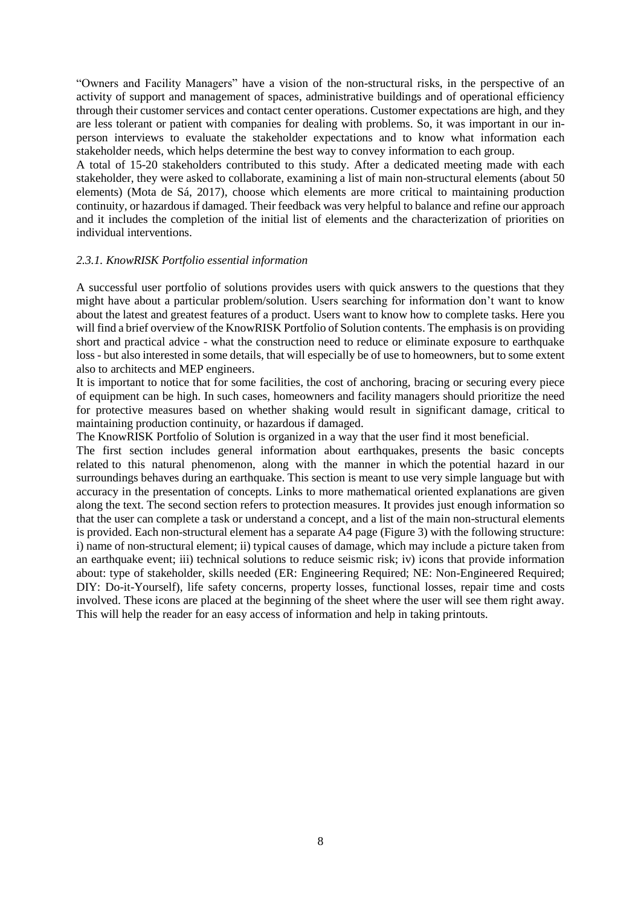"Owners and Facility Managers" have a vision of the non-structural risks, in the perspective of an activity of support and management of spaces, administrative buildings and of operational efficiency through their customer services and contact center operations. Customer expectations are high, and they are less tolerant or patient with companies for dealing with problems. So, it was important in our in-person interviews to evaluate the stakeholder expectations and to know what information each stakeholder needs, which helps determine the best way to convey information to each group.

A total of 15-20 stakeholders contributed to this study. After a dedicated meeting made with each stakeholder, they were asked to collaborate, examining a list of main non-structural elements (about 50 elements) (Mota de Sá, 2017), choose which elements are more critical to maintaining production continuity, or hazardous if damaged. Their feedback was very helpful to balance and refine our approach and it includes the completion of the initial list of elements and the characterization of priorities on individual interventions.

### *2.3.1. KnowRISK Portfolio essential information*

A successful user portfolio of solutions provides users with quick answers to the questions that they might have about a particular problem/solution. Users searching for information don't want to know about the latest and greatest features of a product. Users want to know how to complete tasks. Here you will find a brief overview of the KnowRISK Portfolio of Solution contents. The emphasis is on providing short and practical advice - what the construction need to reduce or eliminate exposure to earthquake loss - but also interested in some details, that will especially be of use to homeowners, but to some extent also to architects and MEP engineers.

It is important to notice that for some facilities, the cost of anchoring, bracing or securing every piece of equipment can be high. In such cases, homeowners and facility managers should prioritize the need for protective measures based on whether shaking would result in significant damage, critical to maintaining production continuity, or hazardous if damaged.

The KnowRISK Portfolio of Solution is organized in a way that the user find it most beneficial.

The first section includes general information about earthquakes, presents the basic concepts related to this natural phenomenon, along with the manner in which the potential hazard in our surroundings behaves during an earthquake. This section is meant to use very simple language but with accuracy in the presentation of concepts. Links to more mathematical oriented explanations are given along the text. The second section refers to protection measures. It provides just enough information so that the user can complete a task or understand a concept, and a list of the main non-structural elements is provided. Each non-structural element has a separate A4 page (Figure 3) with the following structure: i) name of non-structural element; ii) typical causes of damage, which may include a picture taken from an earthquake event; iii) technical solutions to reduce seismic risk; iv) icons that provide information about: type of stakeholder, skills needed (ER: Engineering Required; NE: Non-Engineered Required; DIY: Do-it-Yourself), life safety concerns, property losses, functional losses, repair time and costs involved. These icons are placed at the beginning of the sheet where the user will see them right away. This will help the reader for an easy access of information and help in taking printouts.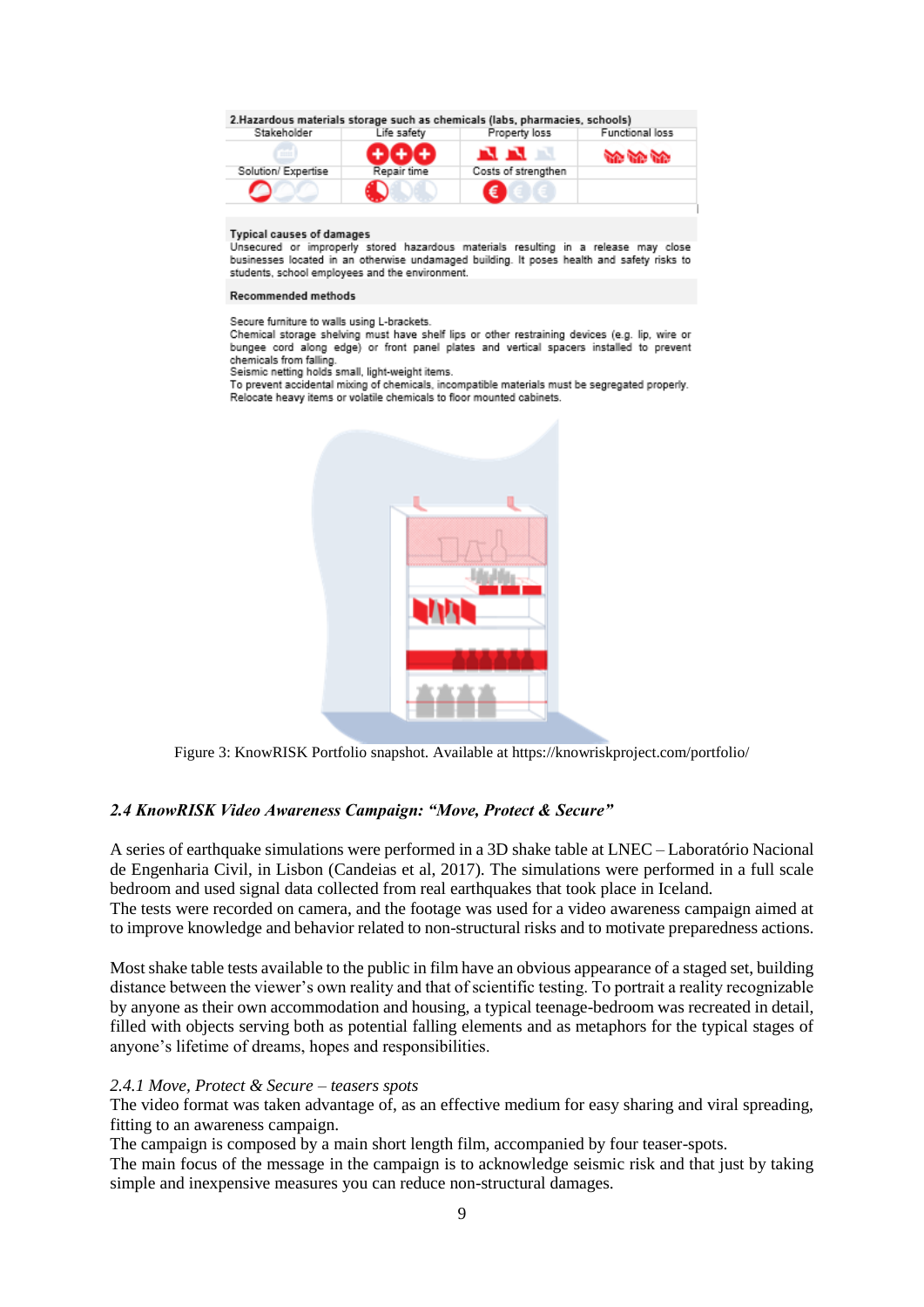2.Hazardous materials storage such as chemicals (labs, pharmacies, schools)

| Stakeholder | Life safety | Property loss | Functional loss |
| --- | --- | --- | --- |
| Solution/ Expertise | Repair time | Costs of strengthen | |

**Typical causes of damages**

Unsecured or improperly stored hazardous materials resulting in a release may close businesses located in an otherwise undamaged building. It poses health and safety risks to students, school employees and the environment.

**Recommended methods**

Secure furniture to walls using L-brackets.
Chemical storage shelving must have shelf lips or other restraining devices (e.g. lip, wire or bungee cord along edge) or front panel plates and vertical spacers installed to prevent chemicals from falling.
Seismic netting holds small, light-weight items.
To prevent accidental mixing of chemicals, incompatible materials must be segregated properly.
Relocate heavy items or volatile chemicals to floor mounted cabinets.

Figure 3: KnowRISK Portfolio snapshot. Available at https://knowriskproject.com/portfolio/

### *2.4 KnowRISK Video Awareness Campaign: "Move, Protect & Secure"*

A series of earthquake simulations were performed in a 3D shake table at LNEC – Laboratório Nacional de Engenharia Civil, in Lisbon (Candeias et al, 2017). The simulations were performed in a full scale bedroom and used signal data collected from real earthquakes that took place in Iceland.
The tests were recorded on camera, and the footage was used for a video awareness campaign aimed at to improve knowledge and behavior related to non-structural risks and to motivate preparedness actions.

Most shake table tests available to the public in film have an obvious appearance of a staged set, building distance between the viewer's own reality and that of scientific testing. To portrait a reality recognizable by anyone as their own accommodation and housing, a typical teenage-bedroom was recreated in detail, filled with objects serving both as potential falling elements and as metaphors for the typical stages of anyone's lifetime of dreams, hopes and responsibilities.

#### *2.4.1 Move, Protect & Secure – teasers spots*

The video format was taken advantage of, as an effective medium for easy sharing and viral spreading, fitting to an awareness campaign.
The campaign is composed by a main short length film, accompanied by four teaser-spots.
The main focus of the message in the campaign is to acknowledge seismic risk and that just by taking simple and inexpensive measures you can reduce non-structural damages.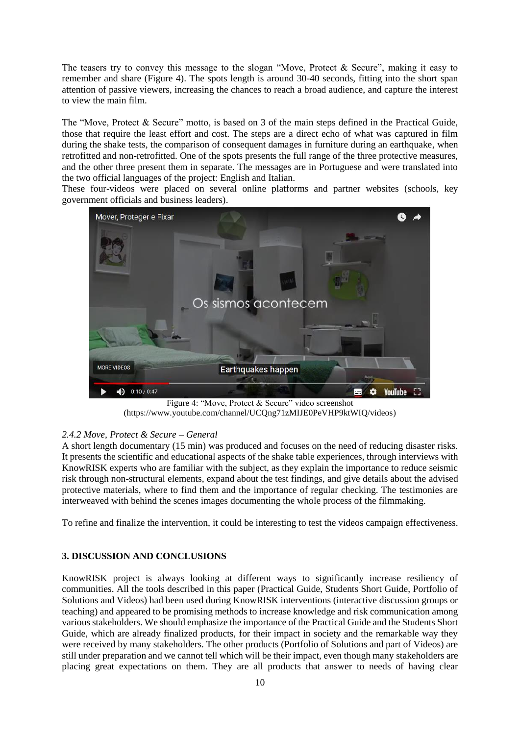The teasers try to convey this message to the slogan "Move, Protect & Secure", making it easy to remember and share (Figure 4). The spots length is around 30-40 seconds, fitting into the short span attention of passive viewers, increasing the chances to reach a broad audience, and capture the interest to view the main film.

The "Move, Protect & Secure" motto, is based on 3 of the main steps defined in the Practical Guide, those that require the least effort and cost. The steps are a direct echo of what was captured in film during the shake tests, the comparison of consequent damages in furniture during an earthquake, when retrofitted and non-retrofitted. One of the spots presents the full range of the three protective measures, and the other three present them in separate. The messages are in Portuguese and were translated into the two official languages of the project: English and Italian.

These four-videos were placed on several online platforms and partner websites (schools, key government officials and business leaders).

Figure 4: "Move, Protect & Secure" video screenshot
(https://www.youtube.com/channel/UCQng71zMIJE0PeVHP9ktWIQ/videos)

### *2.4.2 Move, Protect & Secure – General*

A short length documentary (15 min) was produced and focuses on the need of reducing disaster risks. It presents the scientific and educational aspects of the shake table experiences, through interviews with KnowRISK experts who are familiar with the subject, as they explain the importance to reduce seismic risk through non-structural elements, expand about the test findings, and give details about the advised protective materials, where to find them and the importance of regular checking. The testimonies are interweaved with behind the scenes images documenting the whole process of the filmmaking.

To refine and finalize the intervention, it could be interesting to test the videos campaign effectiveness.

## 3. DISCUSSION AND CONCLUSIONS

KnowRISK project is always looking at different ways to significantly increase resiliency of communities. All the tools described in this paper (Practical Guide, Students Short Guide, Portfolio of Solutions and Videos) had been used during KnowRISK interventions (interactive discussion groups or teaching) and appeared to be promising methods to increase knowledge and risk communication among various stakeholders. We should emphasize the importance of the Practical Guide and the Students Short Guide, which are already finalized products, for their impact in society and the remarkable way they were received by many stakeholders. The other products (Portfolio of Solutions and part of Videos) are still under preparation and we cannot tell which will be their impact, even though many stakeholders are placing great expectations on them. They are all products that answer to needs of having clear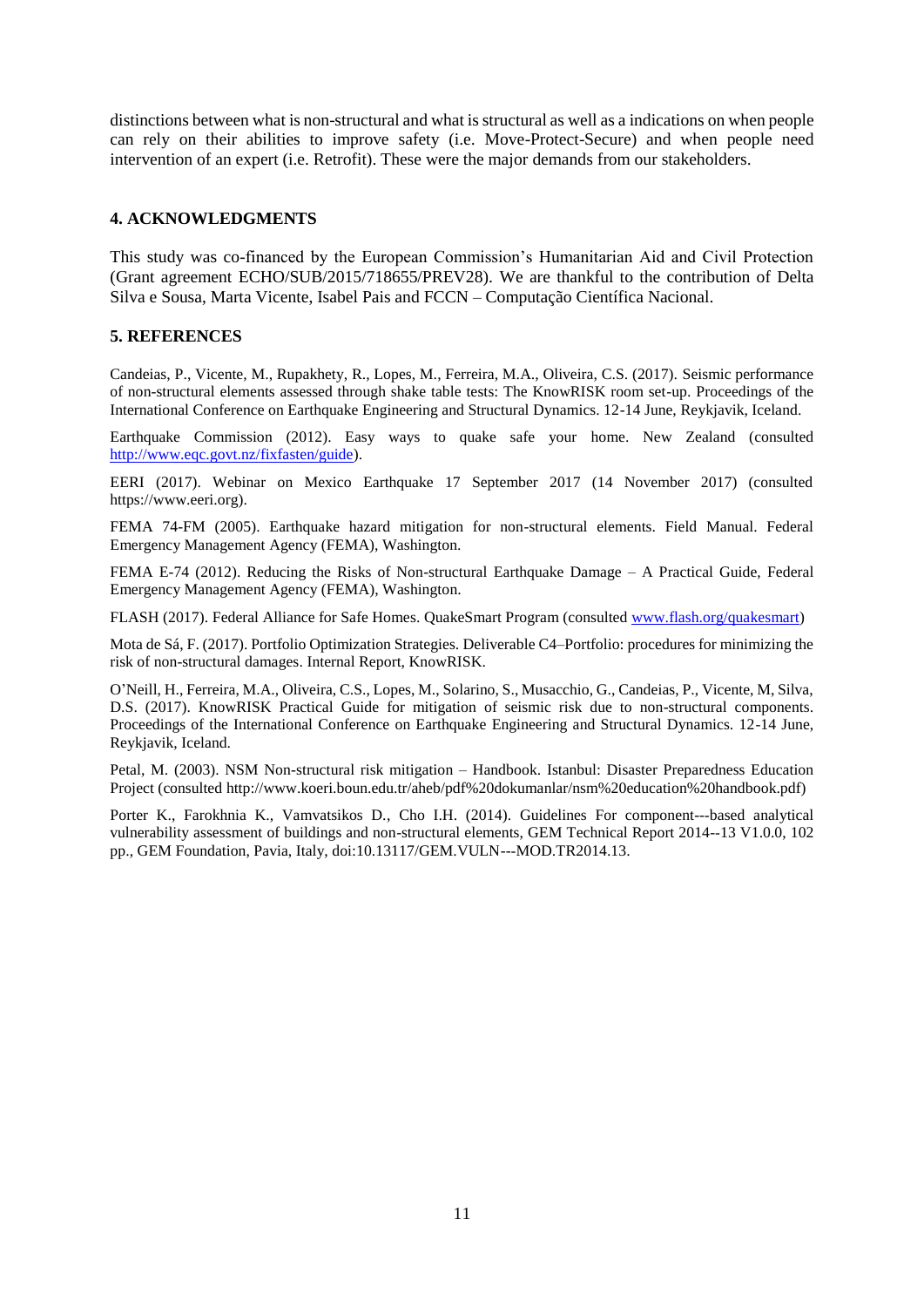distinctions between what is non-structural and what is structural as well as a indications on when people can rely on their abilities to improve safety (i.e. Move-Protect-Secure) and when people need intervention of an expert (i.e. Retrofit). These were the major demands from our stakeholders.

## 4. ACKNOWLEDGMENTS

This study was co-financed by the European Commission's Humanitarian Aid and Civil Protection (Grant agreement ECHO/SUB/2015/718655/PREV28). We are thankful to the contribution of Delta Silva e Sousa, Marta Vicente, Isabel Pais and FCCN – Computação Científica Nacional.

## 5. REFERENCES

Candeias, P., Vicente, M., Rupakhety, R., Lopes, M., Ferreira, M.A., Oliveira, C.S. (2017). Seismic performance of non-structural elements assessed through shake table tests: The KnowRISK room set-up. Proceedings of the International Conference on Earthquake Engineering and Structural Dynamics. 12-14 June, Reykjavik, Iceland.

Earthquake Commission (2012). Easy ways to quake safe your home. New Zealand (consulted http://www.eqc.govt.nz/fixfasten/guide).

EERI (2017). Webinar on Mexico Earthquake 17 September 2017 (14 November 2017) (consulted https://www.eeri.org).

FEMA 74-FM (2005). Earthquake hazard mitigation for non-structural elements. Field Manual. Federal Emergency Management Agency (FEMA), Washington.

FEMA E-74 (2012). Reducing the Risks of Non-structural Earthquake Damage – A Practical Guide, Federal Emergency Management Agency (FEMA), Washington.

FLASH (2017). Federal Alliance for Safe Homes. QuakeSmart Program (consulted www.flash.org/quakesmart)

Mota de Sá, F. (2017). Portfolio Optimization Strategies. Deliverable C4–Portfolio: procedures for minimizing the risk of non-structural damages. Internal Report, KnowRISK.

O'Neill, H., Ferreira, M.A., Oliveira, C.S., Lopes, M., Solarino, S., Musacchio, G., Candeias, P., Vicente, M, Silva, D.S. (2017). KnowRISK Practical Guide for mitigation of seismic risk due to non-structural components. Proceedings of the International Conference on Earthquake Engineering and Structural Dynamics. 12-14 June, Reykjavik, Iceland.

Petal, M. (2003). NSM Non-structural risk mitigation – Handbook. Istanbul: Disaster Preparedness Education Project (consulted http://www.koeri.boun.edu.tr/aheb/pdf%20dokumanlar/nsm%20education%20handbook.pdf)

Porter K., Farokhnia K., Vamvatsikos D., Cho I.H. (2014). Guidelines For component---based analytical vulnerability assessment of buildings and non-structural elements, GEM Technical Report 2014--13 V1.0.0, 102 pp., GEM Foundation, Pavia, Italy, doi:10.13117/GEM.VULN---MOD.TR2014.13.